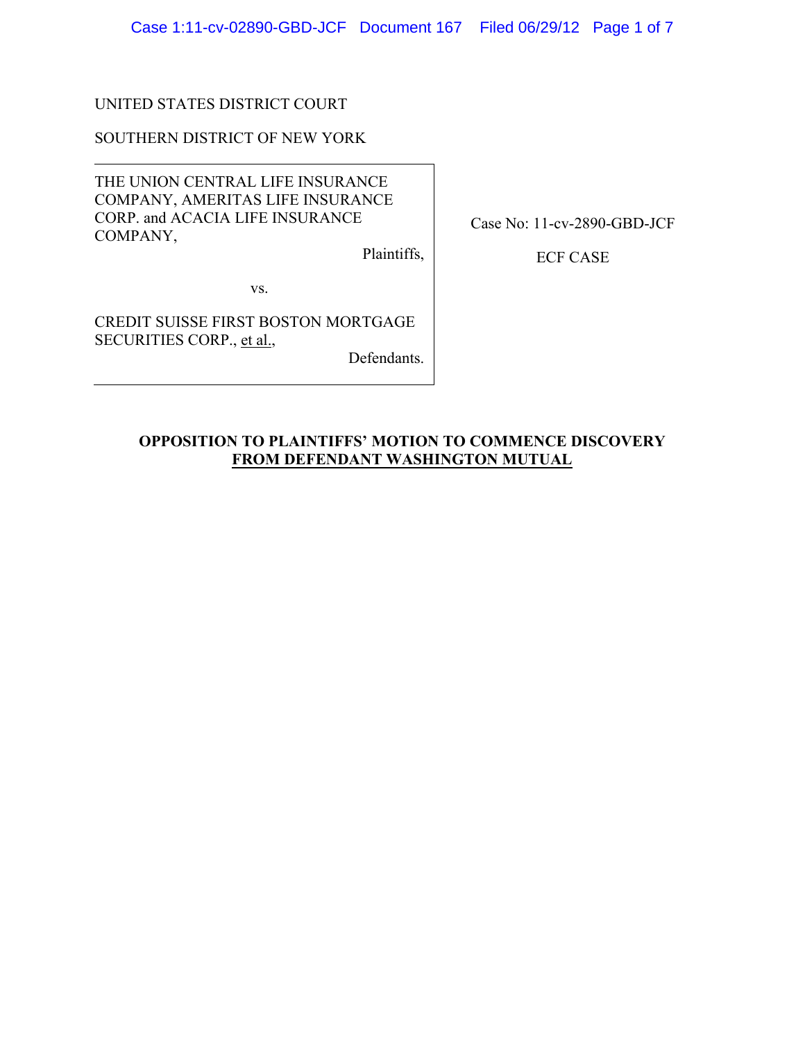UNITED STATES DISTRICT COURT

SOUTHERN DISTRICT OF NEW YORK

THE UNION CENTRAL LIFE INSURANCE COMPANY, AMERITAS LIFE INSURANCE CORP. and ACACIA LIFE INSURANCE COMPANY,

Plaintiffs,

vs.

CREDIT SUISSE FIRST BOSTON MORTGAGE SECURITIES CORP., et al.,

Defendants.

Case No: 11-cv-2890-GBD-JCF

ECF CASE

**OPPOSITION TO PLAINTIFFS' MOTION TO COMMENCE DISCOVERY FROM DEFENDANT WASHINGTON MUTUAL**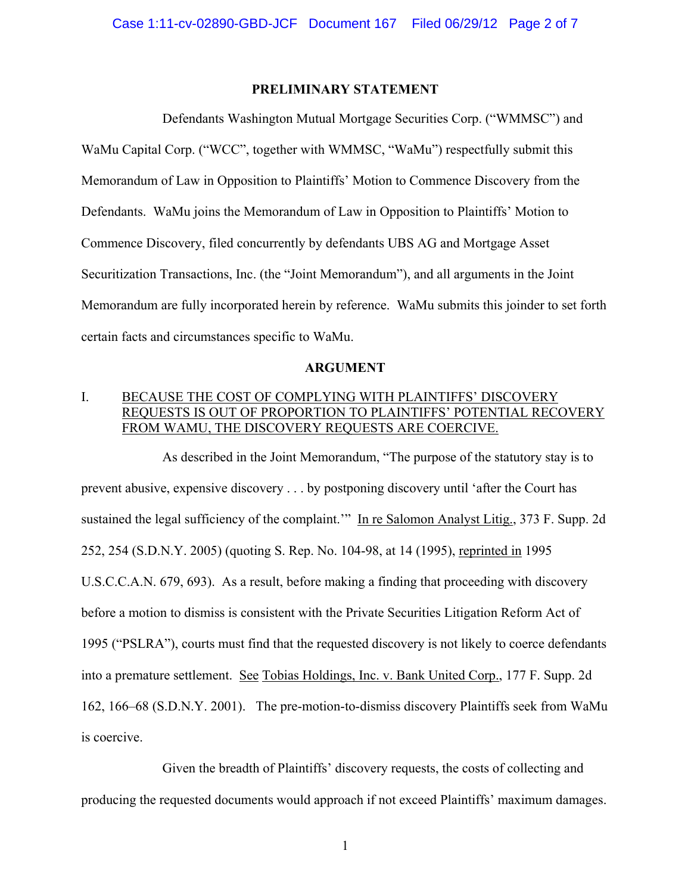## PRELIMINARY STATEMENT

Defendants Washington Mutual Mortgage Securities Corp. ("WMMSC") and WaMu Capital Corp. ("WCC", together with WMMSC, "WaMu") respectfully submit this Memorandum of Law in Opposition to Plaintiffs' Motion to Commence Discovery from the Defendants. WaMu joins the Memorandum of Law in Opposition to Plaintiffs' Motion to Commence Discovery, filed concurrently by defendants UBS AG and Mortgage Asset Securitization Transactions, Inc. (the "Joint Memorandum"), and all arguments in the Joint Memorandum are fully incorporated herein by reference. WaMu submits this joinder to set forth certain facts and circumstances specific to WaMu.

## ARGUMENT

### I. BECAUSE THE COST OF COMPLYING WITH PLAINTIFFS' DISCOVERY REQUESTS IS OUT OF PROPORTION TO PLAINTIFFS' POTENTIAL RECOVERY FROM WAMU, THE DISCOVERY REQUESTS ARE COERCIVE.

As described in the Joint Memorandum, "The purpose of the statutory stay is to prevent abusive, expensive discovery . . . by postponing discovery until 'after the Court has sustained the legal sufficiency of the complaint.'" In re Salomon Analyst Litig., 373 F. Supp. 2d 252, 254 (S.D.N.Y. 2005) (quoting S. Rep. No. 104-98, at 14 (1995), reprinted in 1995 U.S.C.C.A.N. 679, 693). As a result, before making a finding that proceeding with discovery before a motion to dismiss is consistent with the Private Securities Litigation Reform Act of 1995 ("PSLRA"), courts must find that the requested discovery is not likely to coerce defendants into a premature settlement. See Tobias Holdings, Inc. v. Bank United Corp., 177 F. Supp. 2d 162, 166–68 (S.D.N.Y. 2001). The pre-motion-to-dismiss discovery Plaintiffs seek from WaMu is coercive.

Given the breadth of Plaintiffs' discovery requests, the costs of collecting and producing the requested documents would approach if not exceed Plaintiffs' maximum damages.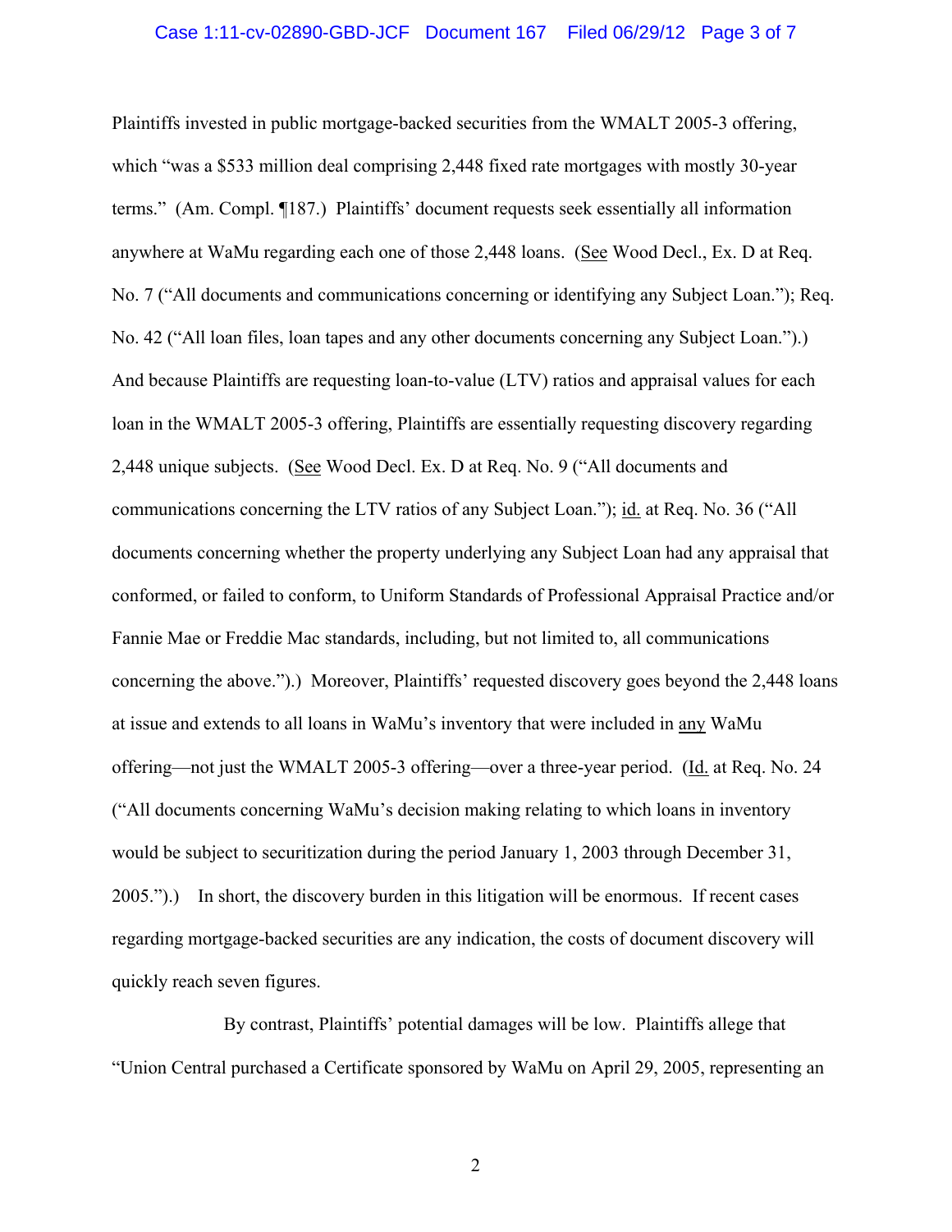Plaintiffs invested in public mortgage-backed securities from the WMALT 2005-3 offering, which "was a $533 million deal comprising 2,448 fixed rate mortgages with mostly 30-year terms." (Am. Compl. ¶187.) Plaintiffs' document requests seek essentially all information anywhere at WaMu regarding each one of those 2,448 loans. (See Wood Decl., Ex. D at Req. No. 7 ("All documents and communications concerning or identifying any Subject Loan."); Req. No. 42 ("All loan files, loan tapes and any other documents concerning any Subject Loan.").) And because Plaintiffs are requesting loan-to-value (LTV) ratios and appraisal values for each loan in the WMALT 2005-3 offering, Plaintiffs are essentially requesting discovery regarding 2,448 unique subjects. (See Wood Decl. Ex. D at Req. No. 9 ("All documents and communications concerning the LTV ratios of any Subject Loan."); id. at Req. No. 36 ("All documents concerning whether the property underlying any Subject Loan had any appraisal that conformed, or failed to conform, to Uniform Standards of Professional Appraisal Practice and/or Fannie Mae or Freddie Mac standards, including, but not limited to, all communications concerning the above.").) Moreover, Plaintiffs' requested discovery goes beyond the 2,448 loans at issue and extends to all loans in WaMu's inventory that were included in any WaMu offering—not just the WMALT 2005-3 offering—over a three-year period. (Id. at Req. No. 24 ("All documents concerning WaMu's decision making relating to which loans in inventory would be subject to securitization during the period January 1, 2003 through December 31, 2005.").) In short, the discovery burden in this litigation will be enormous. If recent cases regarding mortgage-backed securities are any indication, the costs of document discovery will quickly reach seven figures.

By contrast, Plaintiffs' potential damages will be low. Plaintiffs allege that "Union Central purchased a Certificate sponsored by WaMu on April 29, 2005, representing an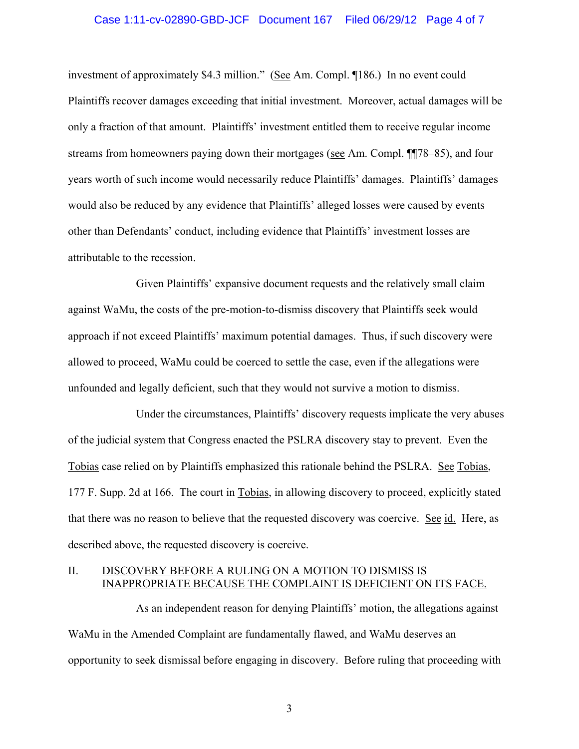investment of approximately \$4.3 million." (See Am. Compl. ¶186.) In no event could Plaintiffs recover damages exceeding that initial investment. Moreover, actual damages will be only a fraction of that amount. Plaintiffs' investment entitled them to receive regular income streams from homeowners paying down their mortgages (see Am. Compl. ¶¶78–85), and four years worth of such income would necessarily reduce Plaintiffs' damages. Plaintiffs' damages would also be reduced by any evidence that Plaintiffs' alleged losses were caused by events other than Defendants' conduct, including evidence that Plaintiffs' investment losses are attributable to the recession.

Given Plaintiffs' expansive document requests and the relatively small claim against WaMu, the costs of the pre-motion-to-dismiss discovery that Plaintiffs seek would approach if not exceed Plaintiffs' maximum potential damages. Thus, if such discovery were allowed to proceed, WaMu could be coerced to settle the case, even if the allegations were unfounded and legally deficient, such that they would not survive a motion to dismiss.

Under the circumstances, Plaintiffs' discovery requests implicate the very abuses of the judicial system that Congress enacted the PSLRA discovery stay to prevent. Even the Tobias case relied on by Plaintiffs emphasized this rationale behind the PSLRA. See Tobias, 177 F. Supp. 2d at 166. The court in Tobias, in allowing discovery to proceed, explicitly stated that there was no reason to believe that the requested discovery was coercive. See id. Here, as described above, the requested discovery is coercive.

## II. DISCOVERY BEFORE A RULING ON A MOTION TO DISMISS IS INAPPROPRIATE BECAUSE THE COMPLAINT IS DEFICIENT ON ITS FACE.

As an independent reason for denying Plaintiffs' motion, the allegations against WaMu in the Amended Complaint are fundamentally flawed, and WaMu deserves an opportunity to seek dismissal before engaging in discovery. Before ruling that proceeding with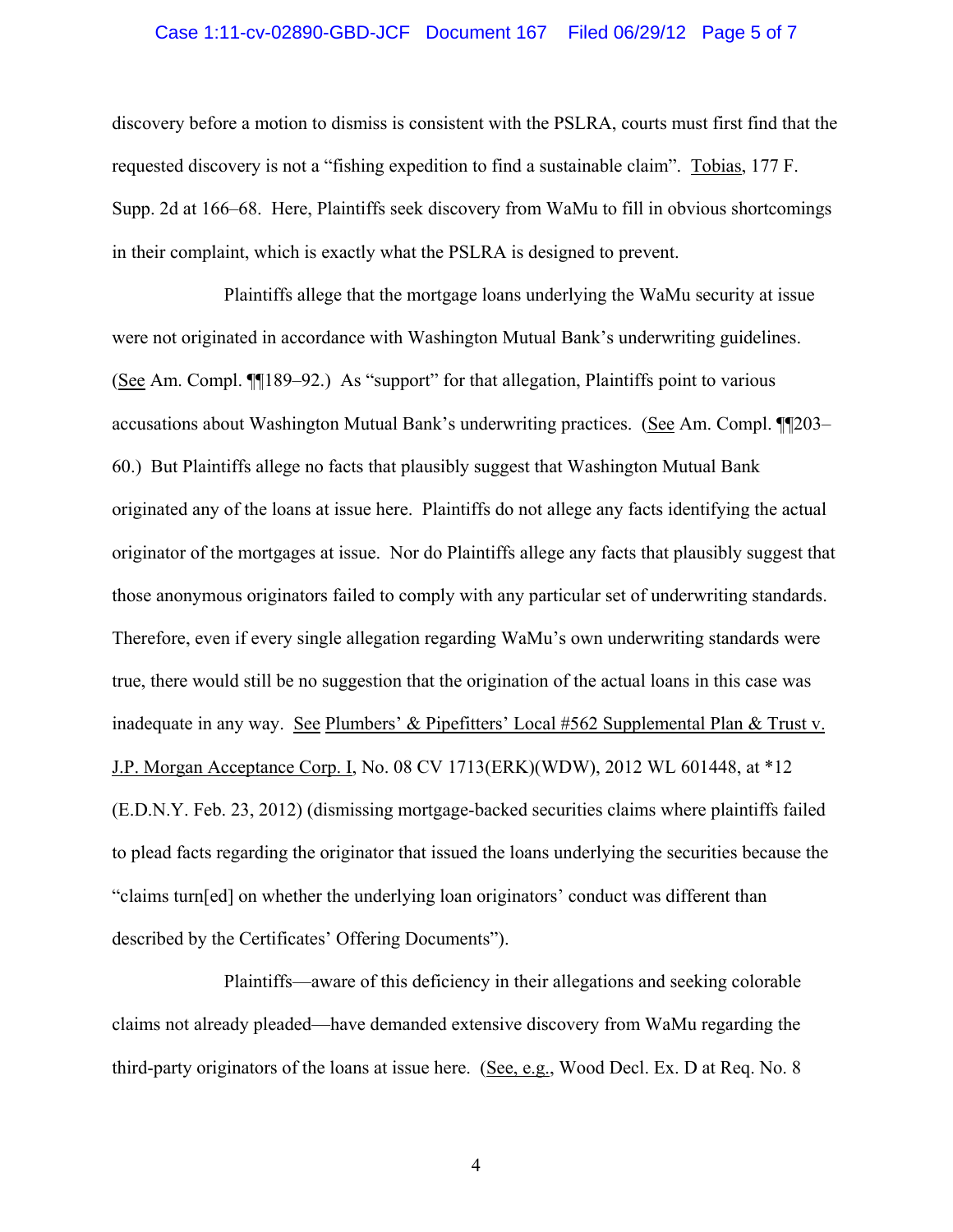discovery before a motion to dismiss is consistent with the PSLRA, courts must first find that the requested discovery is not a "fishing expedition to find a sustainable claim". Tobias, 177 F. Supp. 2d at 166–68. Here, Plaintiffs seek discovery from WaMu to fill in obvious shortcomings in their complaint, which is exactly what the PSLRA is designed to prevent.

Plaintiffs allege that the mortgage loans underlying the WaMu security at issue were not originated in accordance with Washington Mutual Bank's underwriting guidelines. (See Am. Compl. ¶¶189–92.) As "support" for that allegation, Plaintiffs point to various accusations about Washington Mutual Bank's underwriting practices. (See Am. Compl. ¶¶203–60.) But Plaintiffs allege no facts that plausibly suggest that Washington Mutual Bank originated any of the loans at issue here. Plaintiffs do not allege any facts identifying the actual originator of the mortgages at issue. Nor do Plaintiffs allege any facts that plausibly suggest that those anonymous originators failed to comply with any particular set of underwriting standards. Therefore, even if every single allegation regarding WaMu's own underwriting standards were true, there would still be no suggestion that the origination of the actual loans in this case was inadequate in any way. See Plumbers' & Pipefitters' Local #562 Supplemental Plan & Trust v. J.P. Morgan Acceptance Corp. I, No. 08 CV 1713(ERK)(WDW), 2012 WL 601448, at *12 (E.D.N.Y. Feb. 23, 2012) (dismissing mortgage-backed securities claims where plaintiffs failed to plead facts regarding the originator that issued the loans underlying the securities because the "claims turn[ed] on whether the underlying loan originators' conduct was different than described by the Certificates' Offering Documents").

Plaintiffs—aware of this deficiency in their allegations and seeking colorable claims not already pleaded—have demanded extensive discovery from WaMu regarding the third-party originators of the loans at issue here. (See, e.g., Wood Decl. Ex. D at Req. No. 8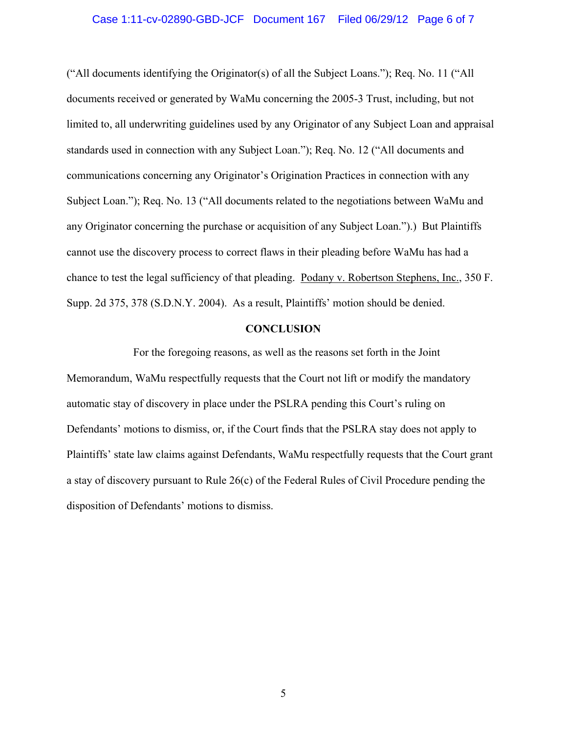("All documents identifying the Originator(s) of all the Subject Loans."); Req. No. 11 ("All documents received or generated by WaMu concerning the 2005-3 Trust, including, but not limited to, all underwriting guidelines used by any Originator of any Subject Loan and appraisal standards used in connection with any Subject Loan."); Req. No. 12 ("All documents and communications concerning any Originator's Origination Practices in connection with any Subject Loan."); Req. No. 13 ("All documents related to the negotiations between WaMu and any Originator concerning the purchase or acquisition of any Subject Loan.").) But Plaintiffs cannot use the discovery process to correct flaws in their pleading before WaMu has had a chance to test the legal sufficiency of that pleading. Podany v. Robertson Stephens, Inc., 350 F. Supp. 2d 375, 378 (S.D.N.Y. 2004). As a result, Plaintiffs' motion should be denied.

## CONCLUSION

For the foregoing reasons, as well as the reasons set forth in the Joint Memorandum, WaMu respectfully requests that the Court not lift or modify the mandatory automatic stay of discovery in place under the PSLRA pending this Court's ruling on Defendants' motions to dismiss, or, if the Court finds that the PSLRA stay does not apply to Plaintiffs' state law claims against Defendants, WaMu respectfully requests that the Court grant a stay of discovery pursuant to Rule 26(c) of the Federal Rules of Civil Procedure pending the disposition of Defendants' motions to dismiss.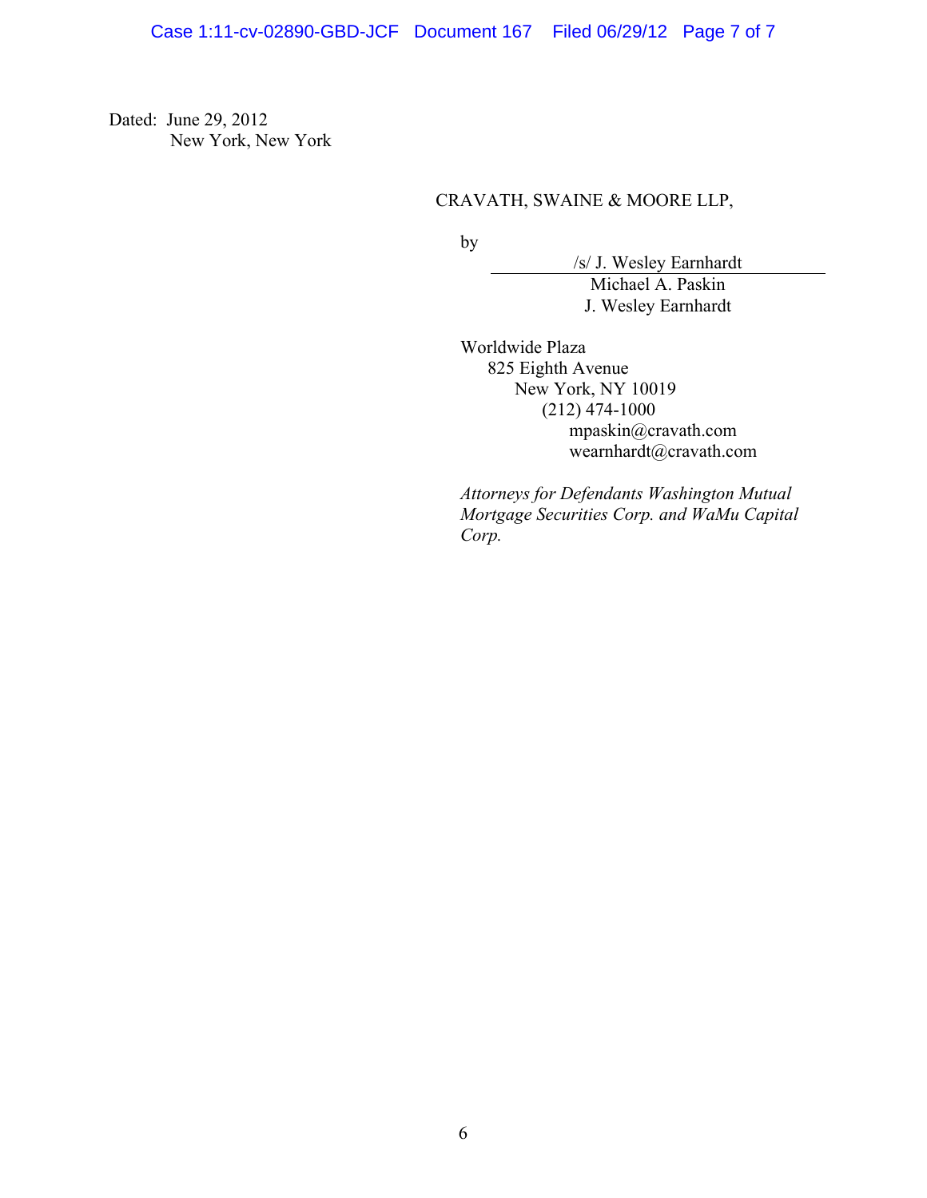Dated: June 29, 2012
New York, New York

CRAVATH, SWAINE & MOORE LLP,

by

/s/ J. Wesley Earnhardt
Michael A. Paskin
J. Wesley Earnhardt

Worldwide Plaza
825 Eighth Avenue
New York, NY 10019
(212) 474-1000
mpaskin@cravath.com
wearnhardt@cravath.com

*Attorneys for Defendants Washington Mutual Mortgage Securities Corp. and WaMu Capital Corp.*